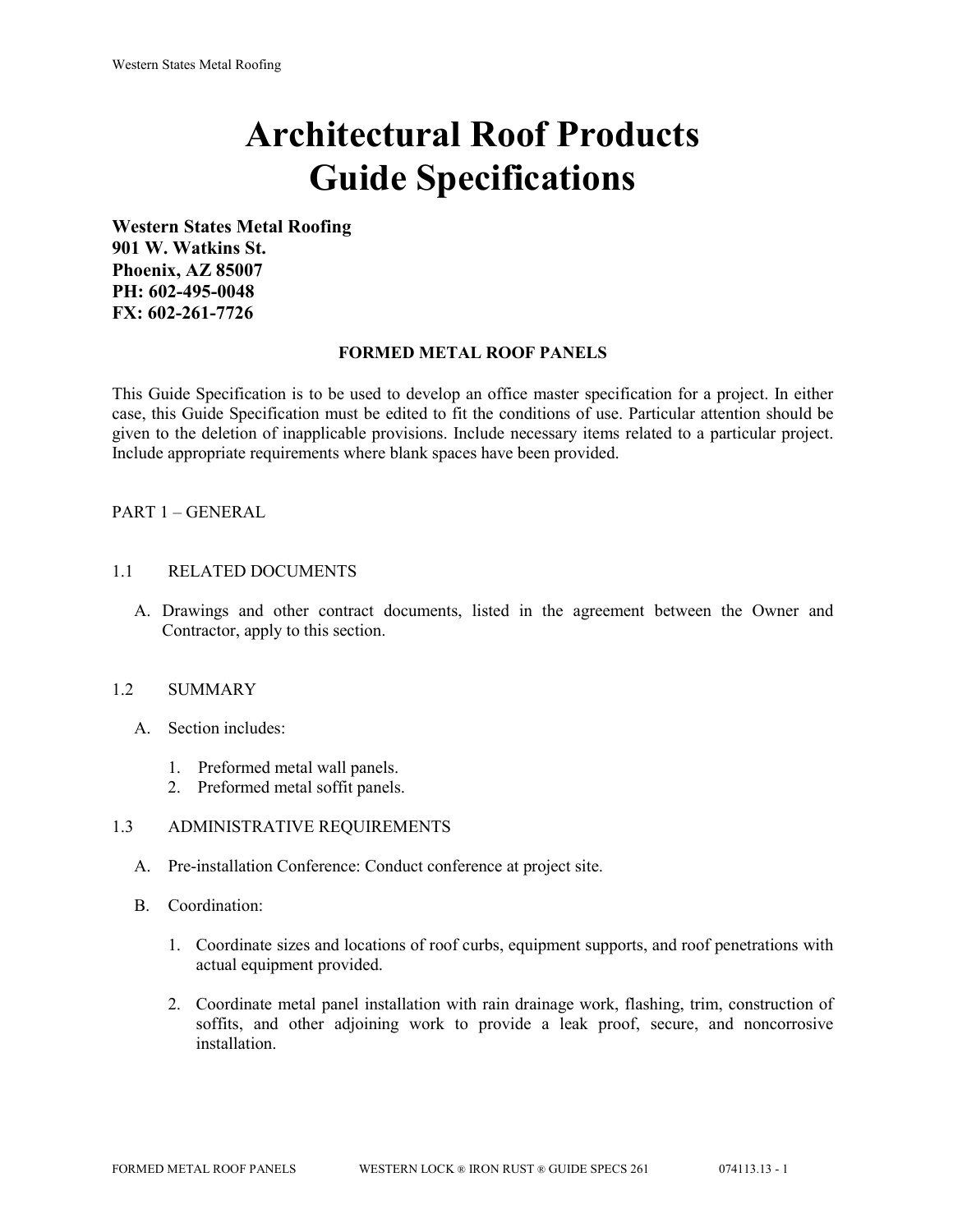# Architectural Roof Products
# Guide Specifications

**Western States Metal Roofing**
**901 W. Watkins St.**
**Phoenix, AZ 85007**
**PH: 602-495-0048**
**FX: 602-261-7726**

## FORMED METAL ROOF PANELS

This Guide Specification is to be used to develop an office master specification for a project. In either case, this Guide Specification must be edited to fit the conditions of use. Particular attention should be given to the deletion of inapplicable provisions. Include necessary items related to a particular project. Include appropriate requirements where blank spaces have been provided.

## PART 1 – GENERAL

### 1.1 RELATED DOCUMENTS

A. Drawings and other contract documents, listed in the agreement between the Owner and Contractor, apply to this section.

### 1.2 SUMMARY

A. Section includes:

1. Preformed metal wall panels.
2. Preformed metal soffit panels.

### 1.3 ADMINISTRATIVE REQUIREMENTS

A. Pre-installation Conference: Conduct conference at project site.

B. Coordination:

1. Coordinate sizes and locations of roof curbs, equipment supports, and roof penetrations with actual equipment provided.

2. Coordinate metal panel installation with rain drainage work, flashing, trim, construction of soffits, and other adjoining work to provide a leak proof, secure, and noncorrosive installation.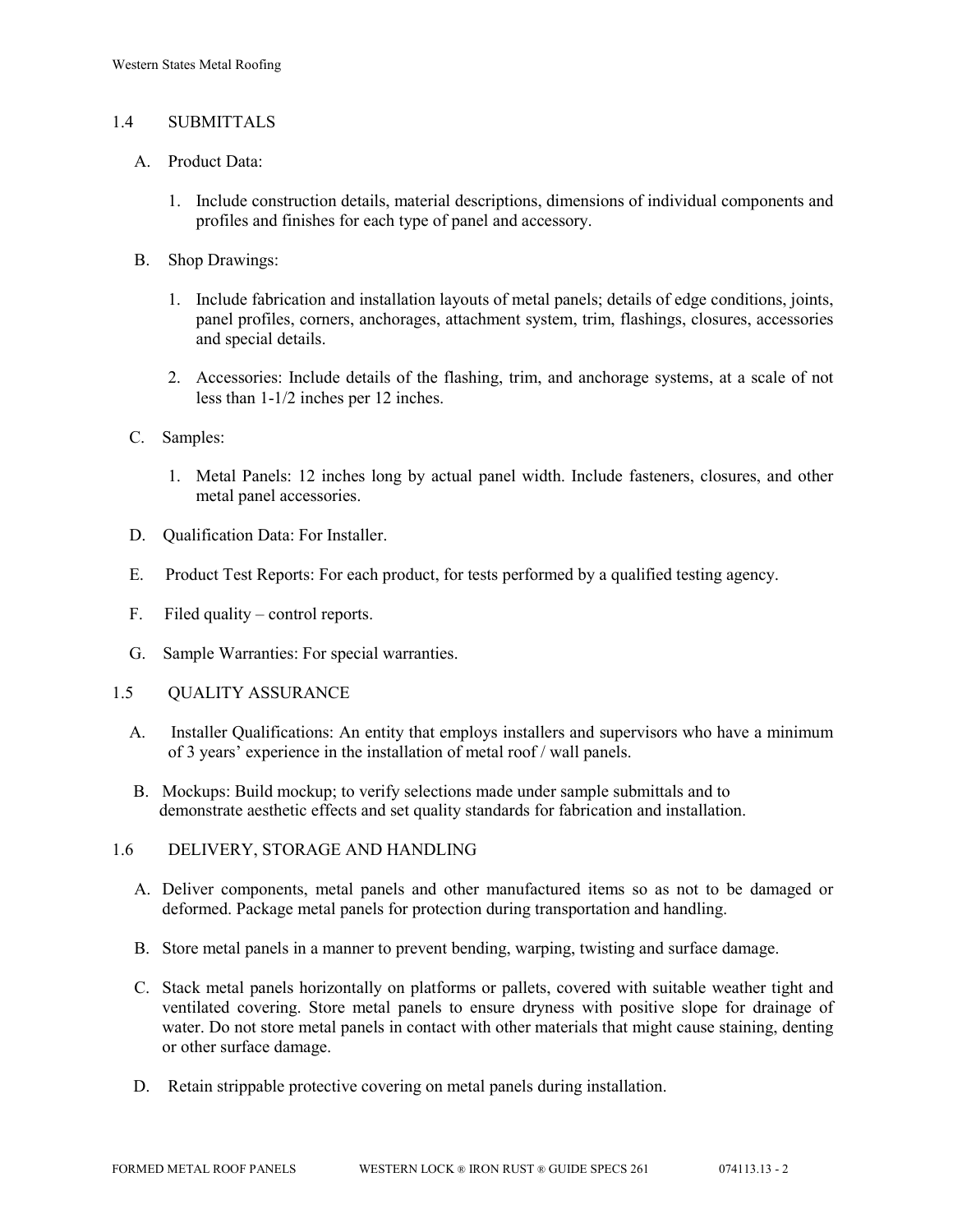## 1.4 SUBMITTALS

A. Product Data:

1. Include construction details, material descriptions, dimensions of individual components and profiles and finishes for each type of panel and accessory.

B. Shop Drawings:

1. Include fabrication and installation layouts of metal panels; details of edge conditions, joints, panel profiles, corners, anchorages, attachment system, trim, flashings, closures, accessories and special details.

2. Accessories: Include details of the flashing, trim, and anchorage systems, at a scale of not less than 1-1/2 inches per 12 inches.

C. Samples:

1. Metal Panels: 12 inches long by actual panel width. Include fasteners, closures, and other metal panel accessories.

D. Qualification Data: For Installer.

E. Product Test Reports: For each product, for tests performed by a qualified testing agency.

F. Filed quality – control reports.

G. Sample Warranties: For special warranties.

## 1.5 QUALITY ASSURANCE

A. Installer Qualifications: An entity that employs installers and supervisors who have a minimum of 3 years' experience in the installation of metal roof / wall panels.

B. Mockups: Build mockup; to verify selections made under sample submittals and to demonstrate aesthetic effects and set quality standards for fabrication and installation.

## 1.6 DELIVERY, STORAGE AND HANDLING

A. Deliver components, metal panels and other manufactured items so as not to be damaged or deformed. Package metal panels for protection during transportation and handling.

B. Store metal panels in a manner to prevent bending, warping, twisting and surface damage.

C. Stack metal panels horizontally on platforms or pallets, covered with suitable weather tight and ventilated covering. Store metal panels to ensure dryness with positive slope for drainage of water. Do not store metal panels in contact with other materials that might cause staining, denting or other surface damage.

D. Retain strippable protective covering on metal panels during installation.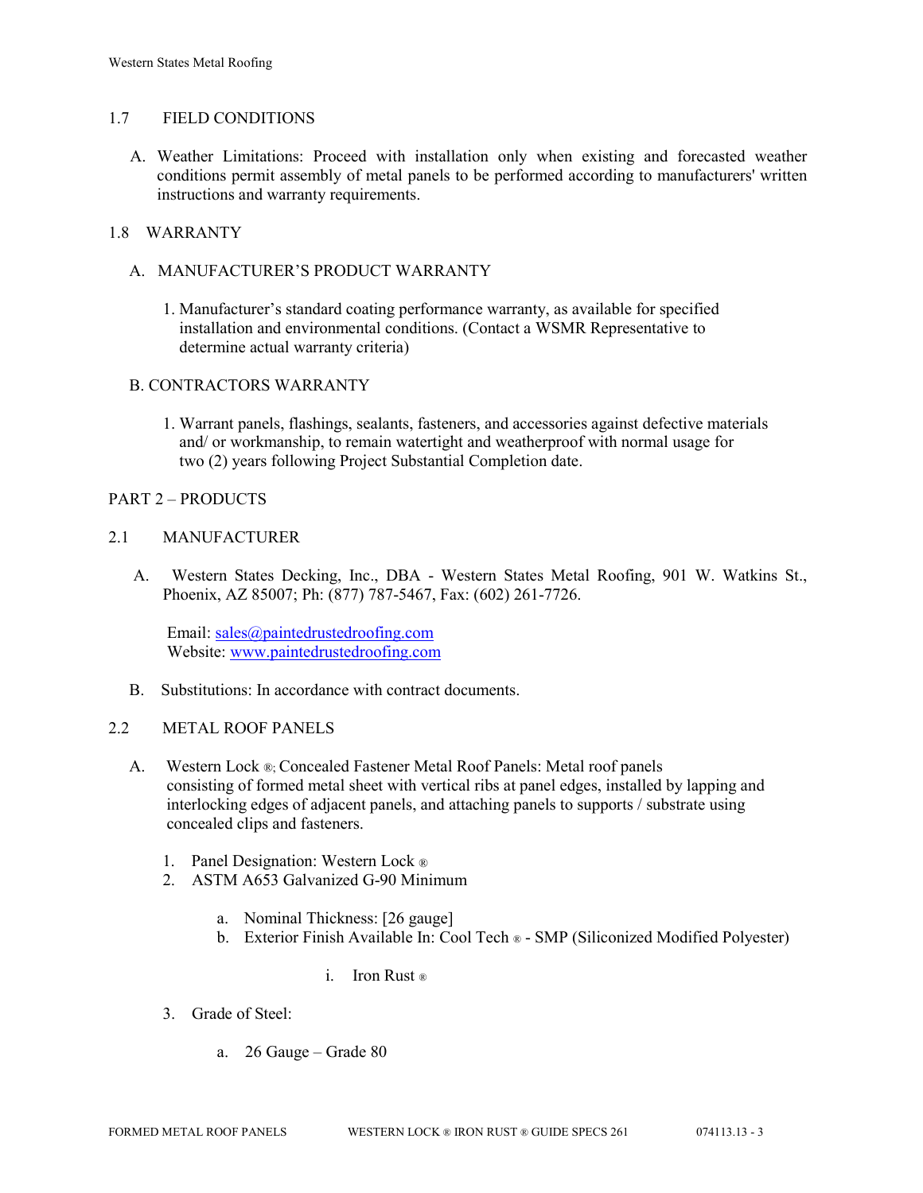## 1.7 FIELD CONDITIONS

A. Weather Limitations: Proceed with installation only when existing and forecasted weather conditions permit assembly of metal panels to be performed according to manufacturers' written instructions and warranty requirements.

## 1.8 WARRANTY

A. MANUFACTURER'S PRODUCT WARRANTY

1. Manufacturer's standard coating performance warranty, as available for specified installation and environmental conditions. (Contact a WSMR Representative to determine actual warranty criteria)

B. CONTRACTORS WARRANTY

1. Warrant panels, flashings, sealants, fasteners, and accessories against defective materials and/ or workmanship, to remain watertight and weatherproof with normal usage for two (2) years following Project Substantial Completion date.

# PART 2 – PRODUCTS

## 2.1 MANUFACTURER

A. Western States Decking, Inc., DBA - Western States Metal Roofing, 901 W. Watkins St., Phoenix, AZ 85007; Ph: (877) 787-5467, Fax: (602) 261-7726.

Email: sales@paintedrustedroofing.com
Website: www.paintedrustedroofing.com

B. Substitutions: In accordance with contract documents.

## 2.2 METAL ROOF PANELS

A. Western Lock ®; Concealed Fastener Metal Roof Panels: Metal roof panels consisting of formed metal sheet with vertical ribs at panel edges, installed by lapping and interlocking edges of adjacent panels, and attaching panels to supports / substrate using concealed clips and fasteners.

1. Panel Designation: Western Lock ®
2. ASTM A653 Galvanized G-90 Minimum
   a. Nominal Thickness: [26 gauge]
   b. Exterior Finish Available In: Cool Tech ® - SMP (Siliconized Modified Polyester)
      i. Iron Rust ®
3. Grade of Steel:
   a. 26 Gauge – Grade 80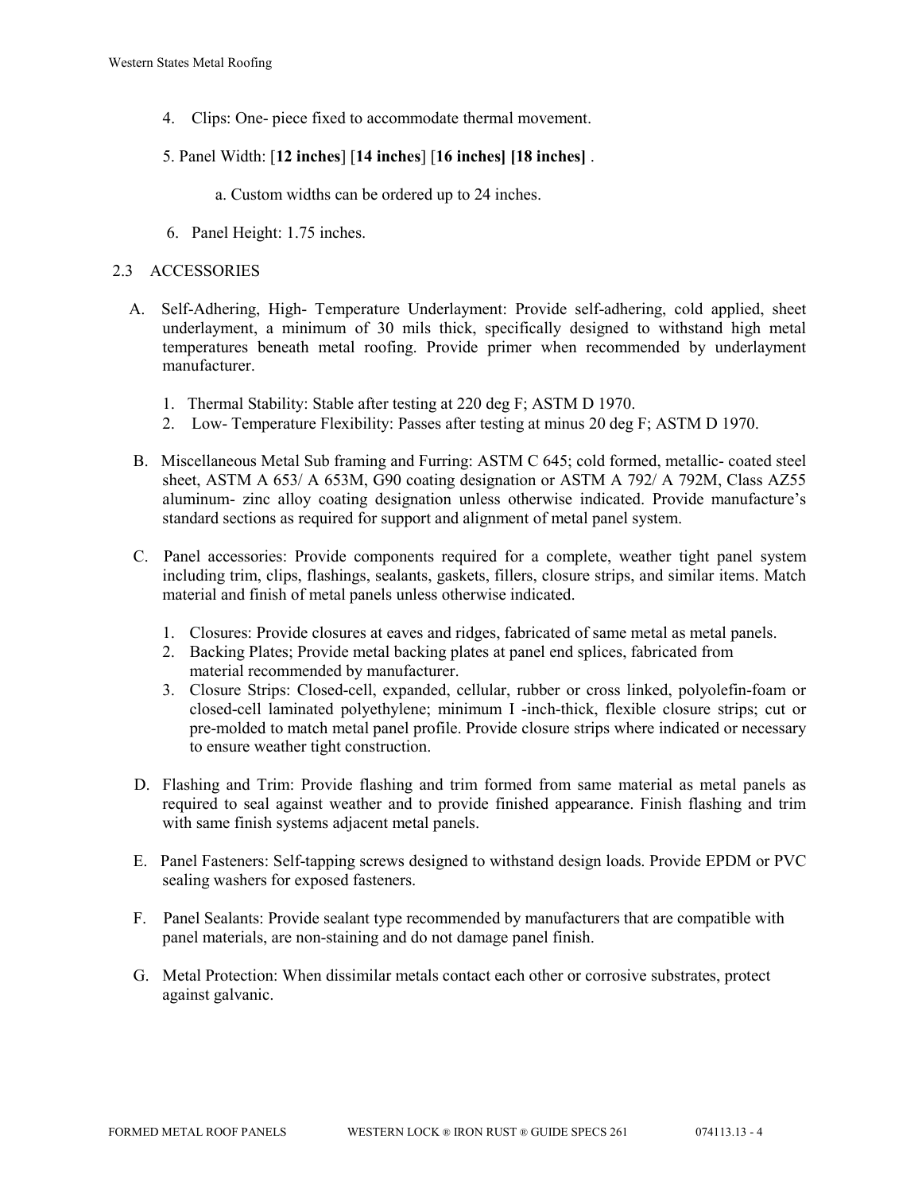4. Clips: One- piece fixed to accommodate thermal movement.

5. Panel Width: [**12 inches**] [**14 inches**] [**16 inches] [18 inches]** .

   a. Custom widths can be ordered up to 24 inches.

6. Panel Height: 1.75 inches.

## 2.3 ACCESSORIES

A. Self-Adhering, High- Temperature Underlayment: Provide self-adhering, cold applied, sheet underlayment, a minimum of 30 mils thick, specifically designed to withstand high metal temperatures beneath metal roofing. Provide primer when recommended by underlayment manufacturer.

   1. Thermal Stability: Stable after testing at 220 deg F; ASTM D 1970.
   2. Low- Temperature Flexibility: Passes after testing at minus 20 deg F; ASTM D 1970.

B. Miscellaneous Metal Sub framing and Furring: ASTM C 645; cold formed, metallic- coated steel sheet, ASTM A 653/ A 653M, G90 coating designation or ASTM A 792/ A 792M, Class AZ55 aluminum- zinc alloy coating designation unless otherwise indicated. Provide manufacture's standard sections as required for support and alignment of metal panel system.

C. Panel accessories: Provide components required for a complete, weather tight panel system including trim, clips, flashings, sealants, gaskets, fillers, closure strips, and similar items. Match material and finish of metal panels unless otherwise indicated.

   1. Closures: Provide closures at eaves and ridges, fabricated of same metal as metal panels.
   2. Backing Plates; Provide metal backing plates at panel end splices, fabricated from material recommended by manufacturer.
   3. Closure Strips: Closed-cell, expanded, cellular, rubber or cross linked, polyolefin-foam or closed-cell laminated polyethylene; minimum I -inch-thick, flexible closure strips; cut or pre-molded to match metal panel profile. Provide closure strips where indicated or necessary to ensure weather tight construction.

D. Flashing and Trim: Provide flashing and trim formed from same material as metal panels as required to seal against weather and to provide finished appearance. Finish flashing and trim with same finish systems adjacent metal panels.

E. Panel Fasteners: Self-tapping screws designed to withstand design loads. Provide EPDM or PVC sealing washers for exposed fasteners.

F. Panel Sealants: Provide sealant type recommended by manufacturers that are compatible with panel materials, are non-staining and do not damage panel finish.

G. Metal Protection: When dissimilar metals contact each other or corrosive substrates, protect against galvanic.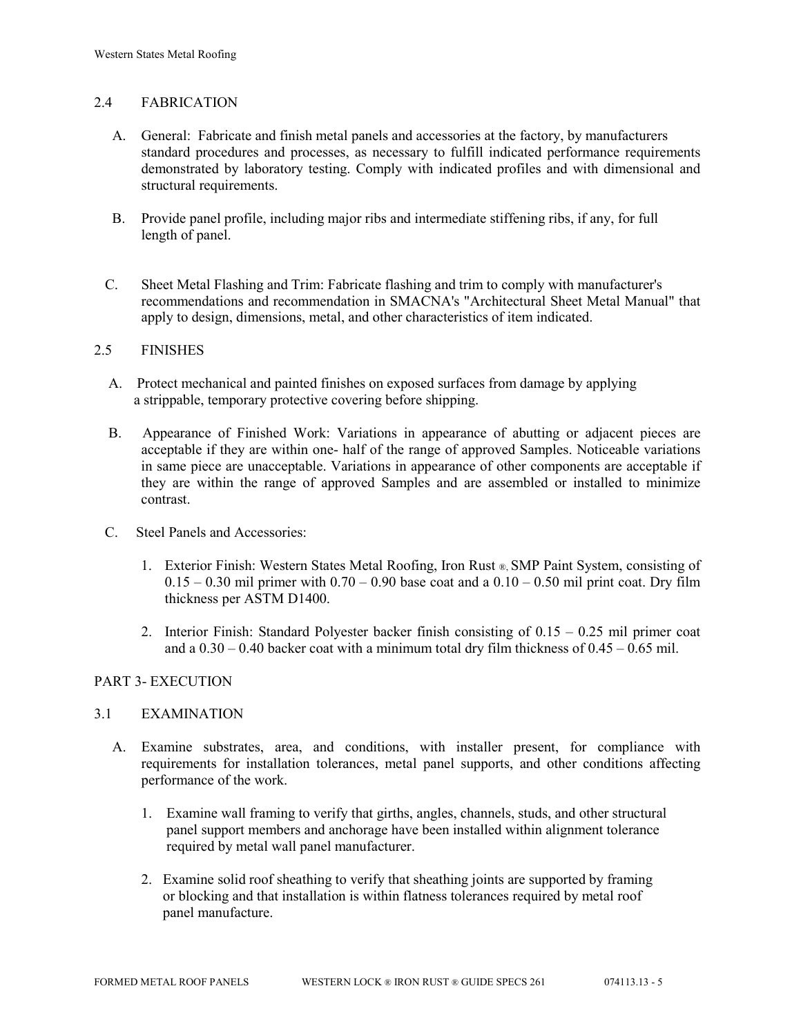## 2.4 FABRICATION

A. General: Fabricate and finish metal panels and accessories at the factory, by manufacturers standard procedures and processes, as necessary to fulfill indicated performance requirements demonstrated by laboratory testing. Comply with indicated profiles and with dimensional and structural requirements.

B. Provide panel profile, including major ribs and intermediate stiffening ribs, if any, for full length of panel.

C. Sheet Metal Flashing and Trim: Fabricate flashing and trim to comply with manufacturer's recommendations and recommendation in SMACNA's "Architectural Sheet Metal Manual" that apply to design, dimensions, metal, and other characteristics of item indicated.

## 2.5 FINISHES

A. Protect mechanical and painted finishes on exposed surfaces from damage by applying a strippable, temporary protective covering before shipping.

B. Appearance of Finished Work: Variations in appearance of abutting or adjacent pieces are acceptable if they are within one- half of the range of approved Samples. Noticeable variations in same piece are unacceptable. Variations in appearance of other components are acceptable if they are within the range of approved Samples and are assembled or installed to minimize contrast.

C. Steel Panels and Accessories:

1. Exterior Finish: Western States Metal Roofing, Iron Rust ®, SMP Paint System, consisting of 0.15 – 0.30 mil primer with 0.70 – 0.90 base coat and a 0.10 – 0.50 mil print coat. Dry film thickness per ASTM D1400.

2. Interior Finish: Standard Polyester backer finish consisting of 0.15 – 0.25 mil primer coat and a 0.30 – 0.40 backer coat with a minimum total dry film thickness of 0.45 – 0.65 mil.

# PART 3- EXECUTION

## 3.1 EXAMINATION

A. Examine substrates, area, and conditions, with installer present, for compliance with requirements for installation tolerances, metal panel supports, and other conditions affecting performance of the work.

1. Examine wall framing to verify that girths, angles, channels, studs, and other structural panel support members and anchorage have been installed within alignment tolerance required by metal wall panel manufacturer.

2. Examine solid roof sheathing to verify that sheathing joints are supported by framing or blocking and that installation is within flatness tolerances required by metal roof panel manufacture.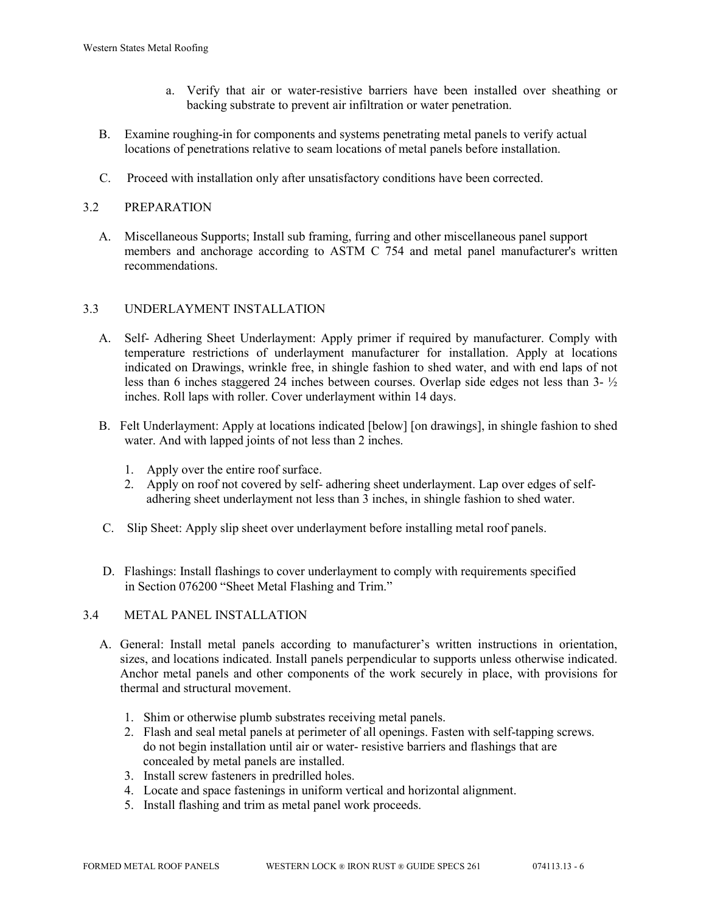a. Verify that air or water-resistive barriers have been installed over sheathing or backing substrate to prevent air infiltration or water penetration.

B. Examine roughing-in for components and systems penetrating metal panels to verify actual locations of penetrations relative to seam locations of metal panels before installation.

C. Proceed with installation only after unsatisfactory conditions have been corrected.

## 3.2 PREPARATION

A. Miscellaneous Supports; Install sub framing, furring and other miscellaneous panel support members and anchorage according to ASTM C 754 and metal panel manufacturer's written recommendations.

## 3.3 UNDERLAYMENT INSTALLATION

A. Self- Adhering Sheet Underlayment: Apply primer if required by manufacturer. Comply with temperature restrictions of underlayment manufacturer for installation. Apply at locations indicated on Drawings, wrinkle free, in shingle fashion to shed water, and with end laps of not less than 6 inches staggered 24 inches between courses. Overlap side edges not less than 3- ½ inches. Roll laps with roller. Cover underlayment within 14 days.

B. Felt Underlayment: Apply at locations indicated [below] [on drawings], in shingle fashion to shed water. And with lapped joints of not less than 2 inches.

1. Apply over the entire roof surface.
2. Apply on roof not covered by self- adhering sheet underlayment. Lap over edges of self-adhering sheet underlayment not less than 3 inches, in shingle fashion to shed water.

C. Slip Sheet: Apply slip sheet over underlayment before installing metal roof panels.

D. Flashings: Install flashings to cover underlayment to comply with requirements specified in Section 076200 "Sheet Metal Flashing and Trim."

## 3.4 METAL PANEL INSTALLATION

A. General: Install metal panels according to manufacturer's written instructions in orientation, sizes, and locations indicated. Install panels perpendicular to supports unless otherwise indicated. Anchor metal panels and other components of the work securely in place, with provisions for thermal and structural movement.

1. Shim or otherwise plumb substrates receiving metal panels.
2. Flash and seal metal panels at perimeter of all openings. Fasten with self-tapping screws. do not begin installation until air or water- resistive barriers and flashings that are concealed by metal panels are installed.
3. Install screw fasteners in predrilled holes.
4. Locate and space fastenings in uniform vertical and horizontal alignment.
5. Install flashing and trim as metal panel work proceeds.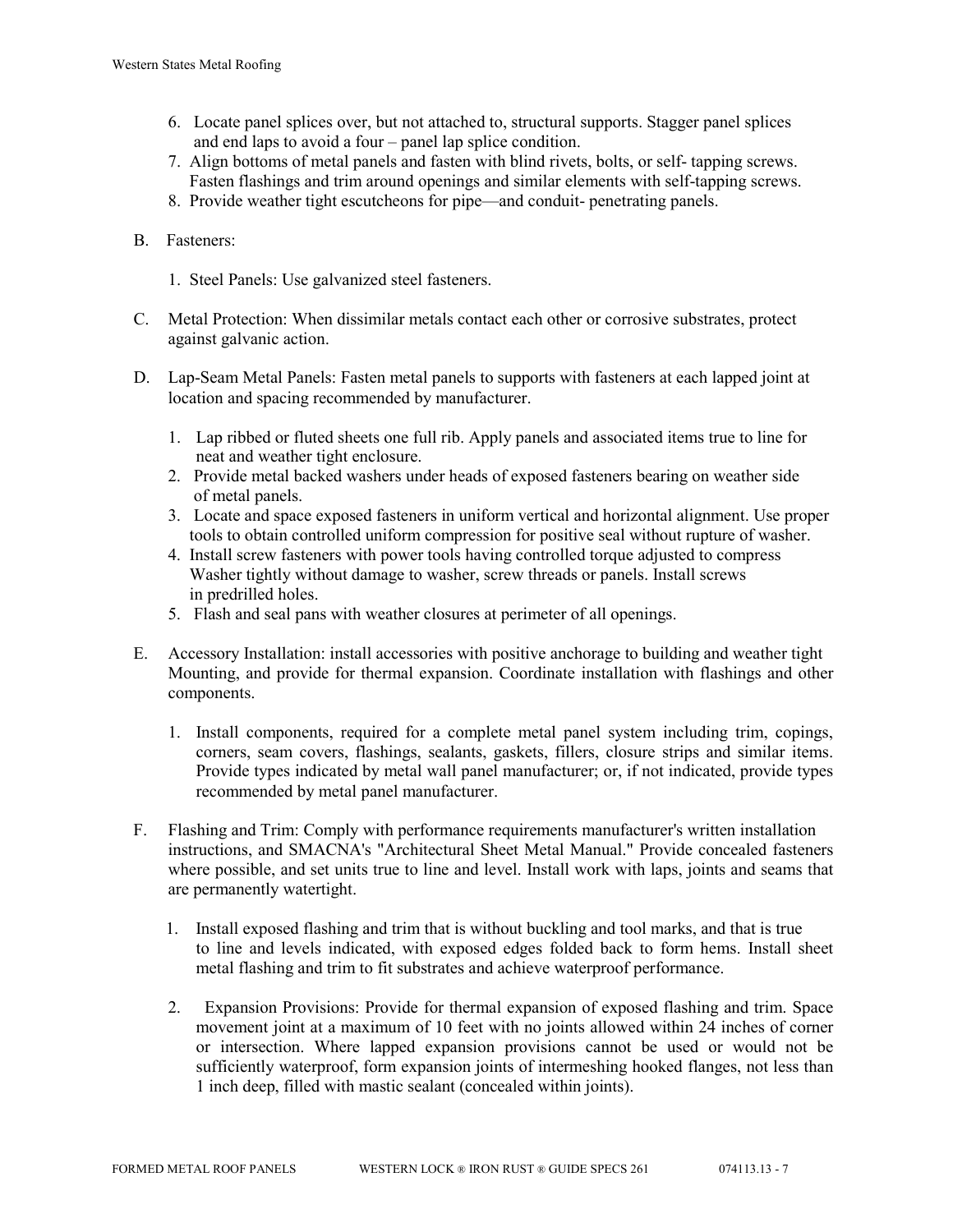6. Locate panel splices over, but not attached to, structural supports. Stagger panel splices and end laps to avoid a four – panel lap splice condition.
7. Align bottoms of metal panels and fasten with blind rivets, bolts, or self- tapping screws. Fasten flashings and trim around openings and similar elements with self-tapping screws.
8. Provide weather tight escutcheons for pipe—and conduit- penetrating panels.

B. Fasteners:

1. Steel Panels: Use galvanized steel fasteners.

C. Metal Protection: When dissimilar metals contact each other or corrosive substrates, protect against galvanic action.

D. Lap-Seam Metal Panels: Fasten metal panels to supports with fasteners at each lapped joint at location and spacing recommended by manufacturer.

1. Lap ribbed or fluted sheets one full rib. Apply panels and associated items true to line for neat and weather tight enclosure.
2. Provide metal backed washers under heads of exposed fasteners bearing on weather side of metal panels.
3. Locate and space exposed fasteners in uniform vertical and horizontal alignment. Use proper tools to obtain controlled uniform compression for positive seal without rupture of washer.
4. Install screw fasteners with power tools having controlled torque adjusted to compress Washer tightly without damage to washer, screw threads or panels. Install screws in predrilled holes.
5. Flash and seal pans with weather closures at perimeter of all openings.

E. Accessory Installation: install accessories with positive anchorage to building and weather tight Mounting, and provide for thermal expansion. Coordinate installation with flashings and other components.

1. Install components, required for a complete metal panel system including trim, copings, corners, seam covers, flashings, sealants, gaskets, fillers, closure strips and similar items. Provide types indicated by metal wall panel manufacturer; or, if not indicated, provide types recommended by metal panel manufacturer.

F. Flashing and Trim: Comply with performance requirements manufacturer's written installation instructions, and SMACNA's "Architectural Sheet Metal Manual." Provide concealed fasteners where possible, and set units true to line and level. Install work with laps, joints and seams that are permanently watertight.

1. Install exposed flashing and trim that is without buckling and tool marks, and that is true to line and levels indicated, with exposed edges folded back to form hems. Install sheet metal flashing and trim to fit substrates and achieve waterproof performance.

2. Expansion Provisions: Provide for thermal expansion of exposed flashing and trim. Space movement joint at a maximum of 10 feet with no joints allowed within 24 inches of corner or intersection. Where lapped expansion provisions cannot be used or would not be sufficiently waterproof, form expansion joints of intermeshing hooked flanges, not less than 1 inch deep, filled with mastic sealant (concealed within joints).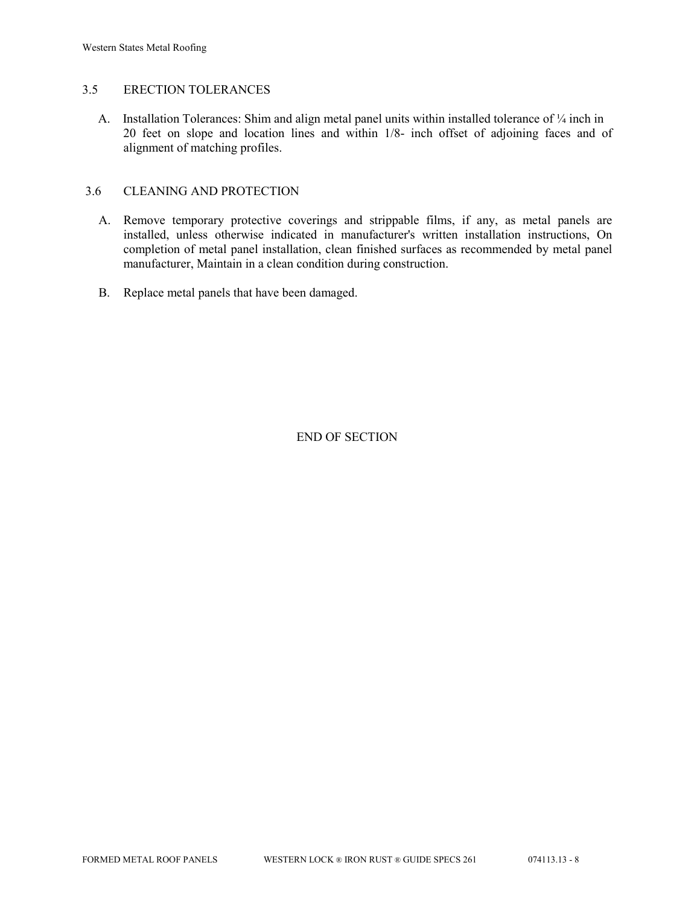## 3.5 ERECTION TOLERANCES

A. Installation Tolerances: Shim and align metal panel units within installed tolerance of ¼ inch in 20 feet on slope and location lines and within 1/8- inch offset of adjoining faces and of alignment of matching profiles.

## 3.6 CLEANING AND PROTECTION

A. Remove temporary protective coverings and strippable films, if any, as metal panels are installed, unless otherwise indicated in manufacturer's written installation instructions, On completion of metal panel installation, clean finished surfaces as recommended by metal panel manufacturer, Maintain in a clean condition during construction.

B. Replace metal panels that have been damaged.

END OF SECTION